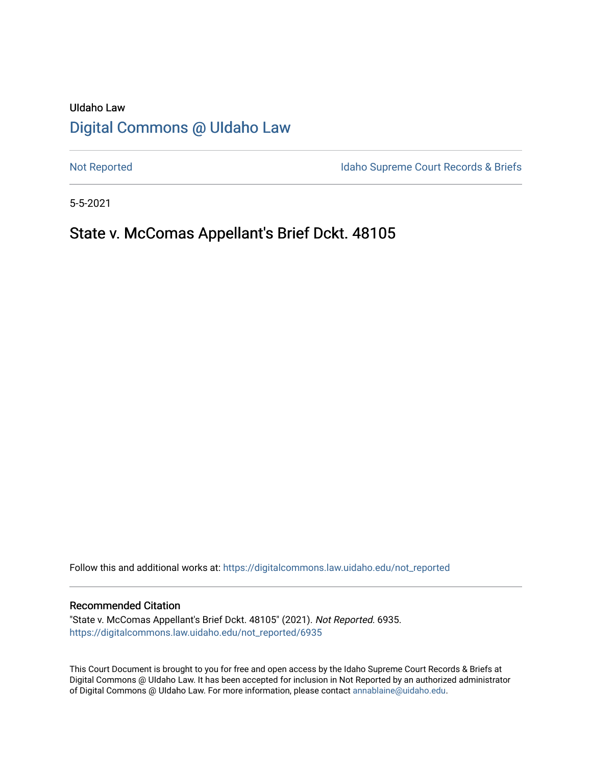UIdaho Law

# Digital Commons @ UIdaho Law

Not Reported

Idaho Supreme Court Records & Briefs

5-5-2021

## State v. McComas Appellant's Brief Dckt. 48105

Follow this and additional works at: https://digitalcommons.law.uidaho.edu/not_reported

### Recommended Citation

"State v. McComas Appellant's Brief Dckt. 48105" (2021). *Not Reported*. 6935.
https://digitalcommons.law.uidaho.edu/not_reported/6935

This Court Document is brought to you for free and open access by the Idaho Supreme Court Records & Briefs at Digital Commons @ UIdaho Law. It has been accepted for inclusion in Not Reported by an authorized administrator of Digital Commons @ UIdaho Law. For more information, please contact annablaine@uidaho.edu.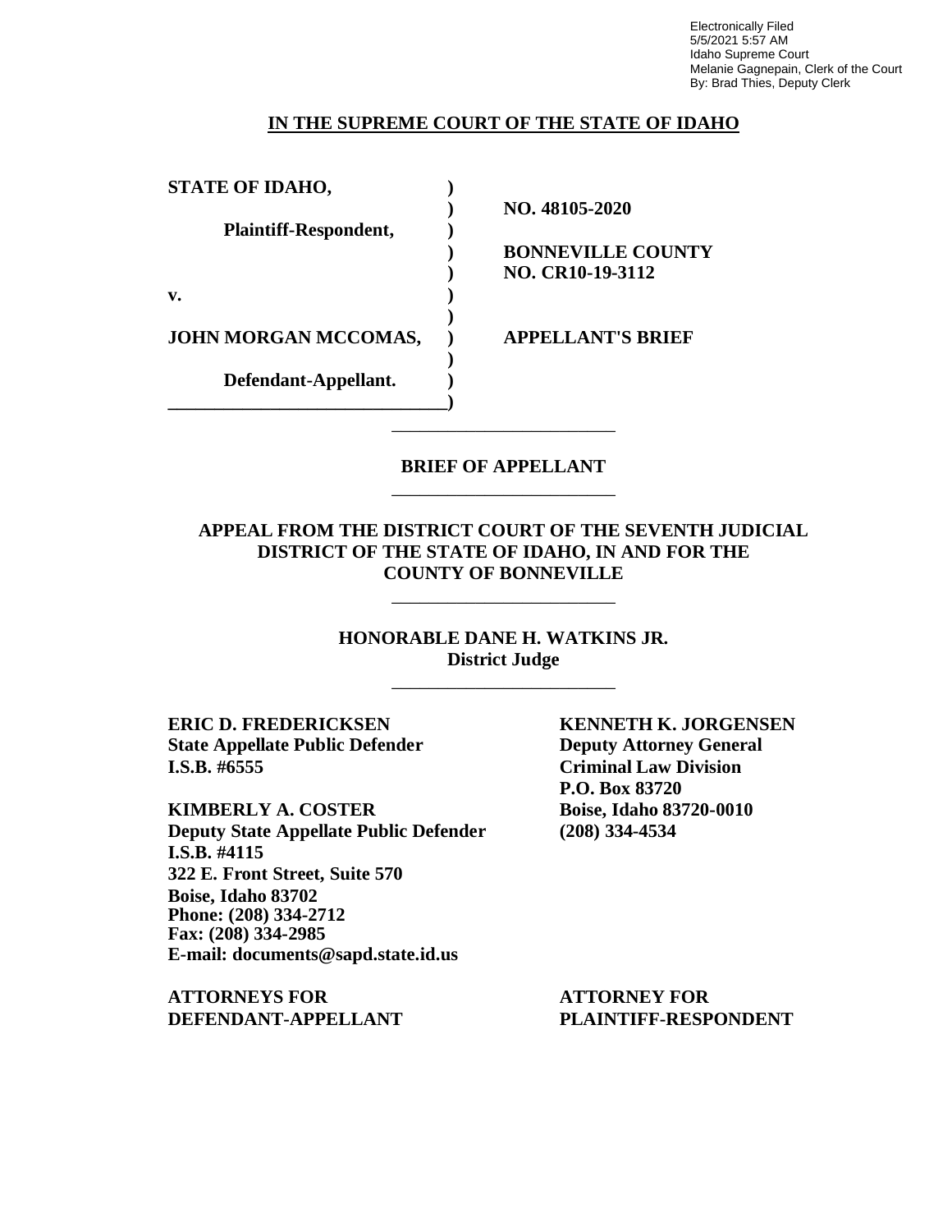Electronically Filed
5/5/2021 5:57 AM
Idaho Supreme Court
Melanie Gagnepain, Clerk of the Court
By: Brad Thies, Deputy Clerk

**IN THE SUPREME COURT OF THE STATE OF IDAHO**

| | | |
|---|---|---|
| **STATE OF IDAHO,** | **)** | |
| | **)** | **NO. 48105-2020** |
| **Plaintiff-Respondent,** | **)** | |
| | **)** | **BONNEVILLE COUNTY** |
| | **)** | **NO. CR10-19-3112** |
| **v.** | **)** | |
| | **)** | |
| **JOHN MORGAN MCCOMAS,** | **)** | **APPELLANT'S BRIEF** |
| | **)** | |
| **Defendant-Appellant.** | **)** | |

**BRIEF OF APPELLANT**

**APPEAL FROM THE DISTRICT COURT OF THE SEVENTH JUDICIAL DISTRICT OF THE STATE OF IDAHO, IN AND FOR THE COUNTY OF BONNEVILLE**

**HONORABLE DANE H. WATKINS JR.**
**District Judge**

**ERIC D. FREDERICKSEN**
**State Appellate Public Defender**
**I.S.B. #6555**

**KIMBERLY A. COSTER**
**Deputy State Appellate Public Defender**
**I.S.B. #4115**
**322 E. Front Street, Suite 570**
**Boise, Idaho 83702**
**Phone: (208) 334-2712**
**Fax: (208) 334-2985**
**E-mail: documents@sapd.state.id.us**

**ATTORNEYS FOR DEFENDANT-APPELLANT**

**KENNETH K. JORGENSEN**
**Deputy Attorney General**
**Criminal Law Division**
**P.O. Box 83720**
**Boise, Idaho 83720-0010**
**(208) 334-4534**

**ATTORNEY FOR PLAINTIFF-RESPONDENT**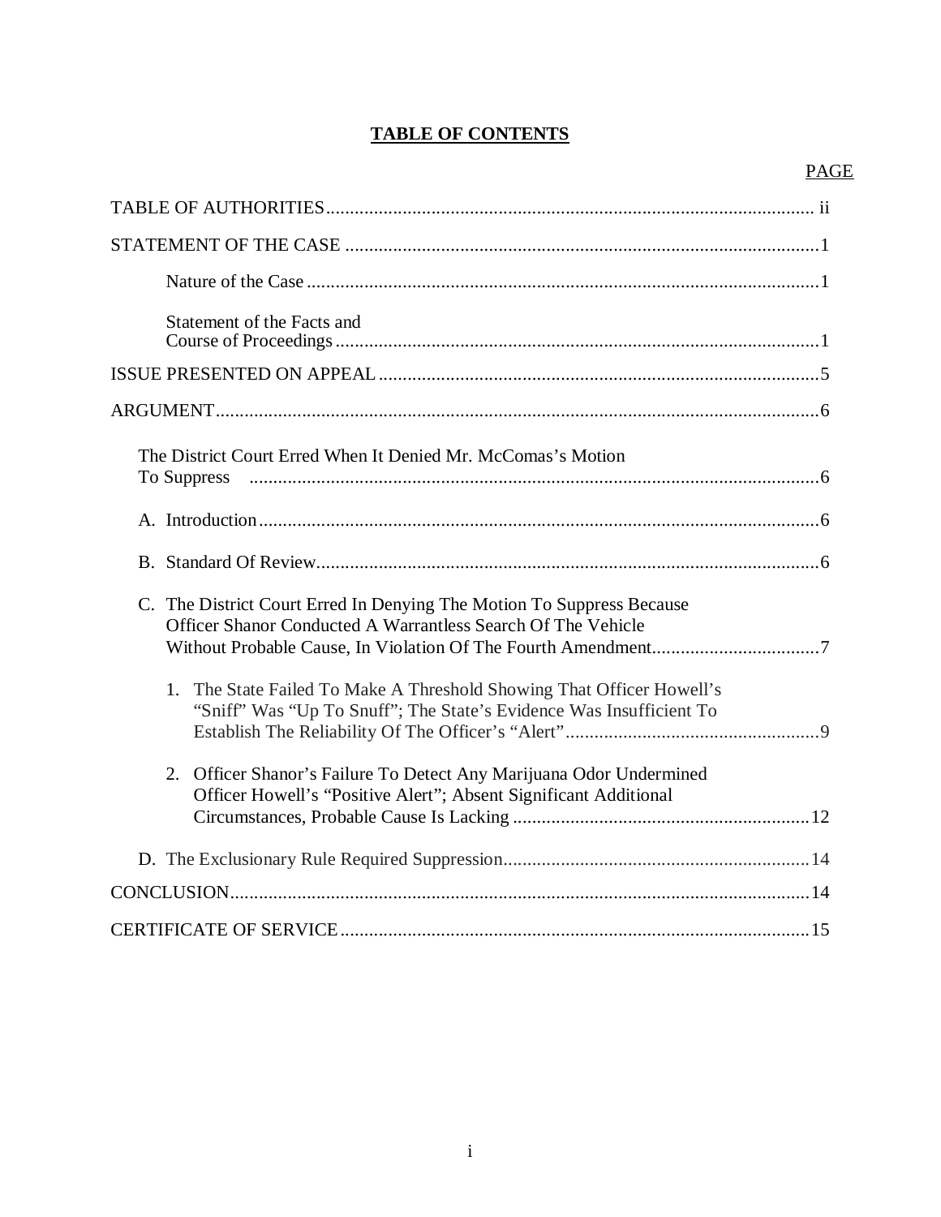# TABLE OF CONTENTS

| | PAGE |
|---|---|
| TABLE OF AUTHORITIES | ii |
| STATEMENT OF THE CASE | 1 |
| Nature of the Case | 1 |
| Statement of the Facts and Course of Proceedings | 1 |
| ISSUE PRESENTED ON APPEAL | 5 |
| ARGUMENT | 6 |
| The District Court Erred When It Denied Mr. McComas's Motion To Suppress | 6 |
| A. Introduction | 6 |
| B. Standard Of Review | 6 |
| C. The District Court Erred In Denying The Motion To Suppress Because Officer Shanor Conducted A Warrantless Search Of The Vehicle Without Probable Cause, In Violation Of The Fourth Amendment | 7 |
| 1. The State Failed To Make A Threshold Showing That Officer Howell's "Sniff" Was "Up To Snuff"; The State's Evidence Was Insufficient To Establish The Reliability Of The Officer's "Alert" | 9 |
| 2. Officer Shanor's Failure To Detect Any Marijuana Odor Undermined Officer Howell's "Positive Alert"; Absent Significant Additional Circumstances, Probable Cause Is Lacking | 12 |
| D. The Exclusionary Rule Required Suppression | 14 |
| CONCLUSION | 14 |
| CERTIFICATE OF SERVICE | 15 |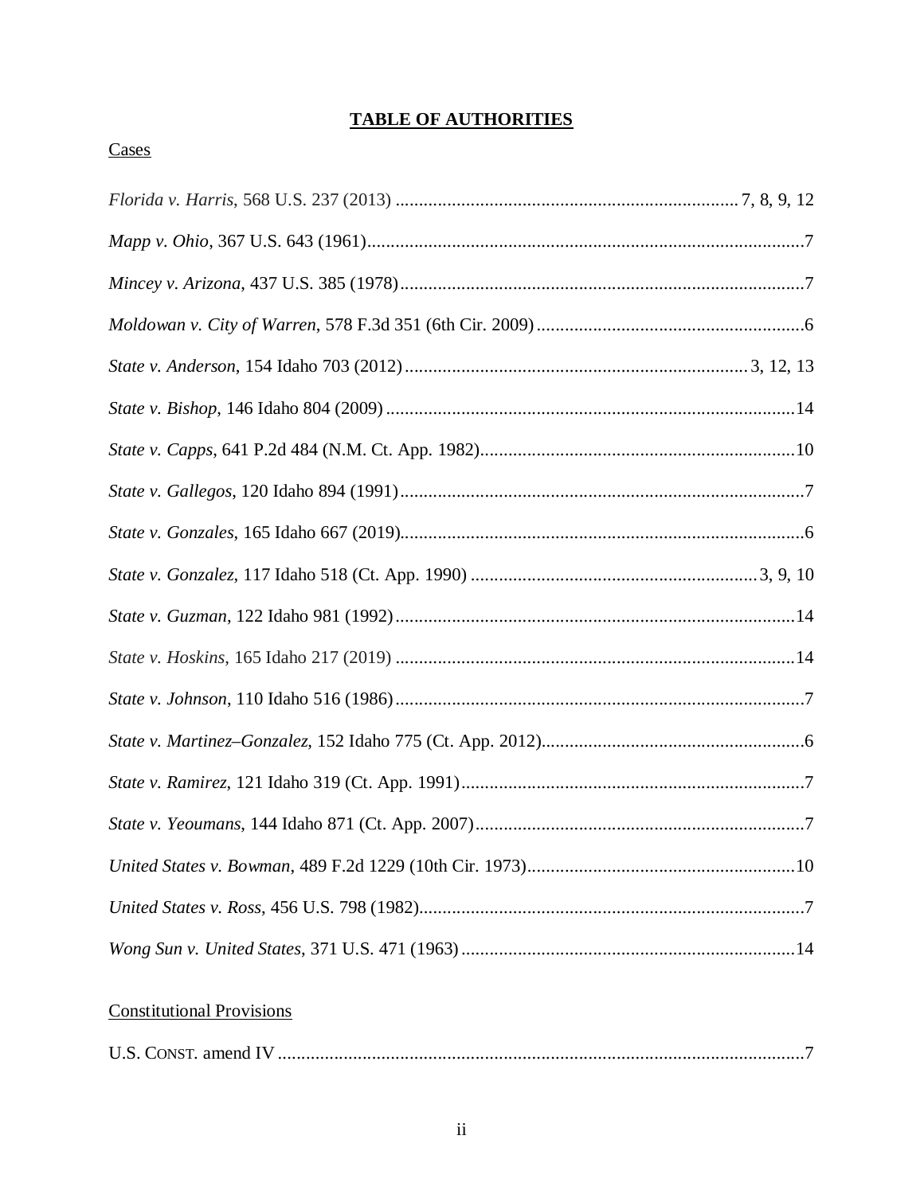# TABLE OF AUTHORITIES

## Cases

*Florida v. Harris*, 568 U.S. 237 (2013) ........................................................................ 7, 8, 9, 12

*Mapp v. Ohio*, 367 U.S. 643 (1961).............................................................................................7

*Mincey v. Arizona*, 437 U.S. 385 (1978)......................................................................................7

*Moldowan v. City of Warren*, 578 F.3d 351 (6th Cir. 2009).........................................................6

*State v. Anderson*, 154 Idaho 703 (2012)........................................................................ 3, 12, 13

*State v. Bishop*, 146 Idaho 804 (2009).......................................................................................14

*State v. Capps*, 641 P.2d 484 (N.M. Ct. App. 1982)..................................................................10

*State v. Gallegos*, 120 Idaho 894 (1991)......................................................................................7

*State v. Gonzales*, 165 Idaho 667 (2019)......................................................................................6

*State v. Gonzalez*, 117 Idaho 518 (Ct. App. 1990) ............................................................ 3, 9, 10

*State v. Guzman*, 122 Idaho 981 (1992).....................................................................................14

*State v. Hoskins*, 165 Idaho 217 (2019) ....................................................................................14

*State v. Johnson*, 110 Idaho 516 (1986).......................................................................................7

*State v. Martinez–Gonzalez*, 152 Idaho 775 (Ct. App. 2012)........................................................6

*State v. Ramirez*, 121 Idaho 319 (Ct. App. 1991).........................................................................7

*State v. Yeoumans*, 144 Idaho 871 (Ct. App. 2007).....................................................................7

*United States v. Bowman*, 489 F.2d 1229 (10th Cir. 1973).........................................................10

*United States v. Ross*, 456 U.S. 798 (1982)..................................................................................7

*Wong Sun v. United States*, 371 U.S. 471 (1963).......................................................................14

## Constitutional Provisions

U.S. CONST. amend IV ................................................................................................................7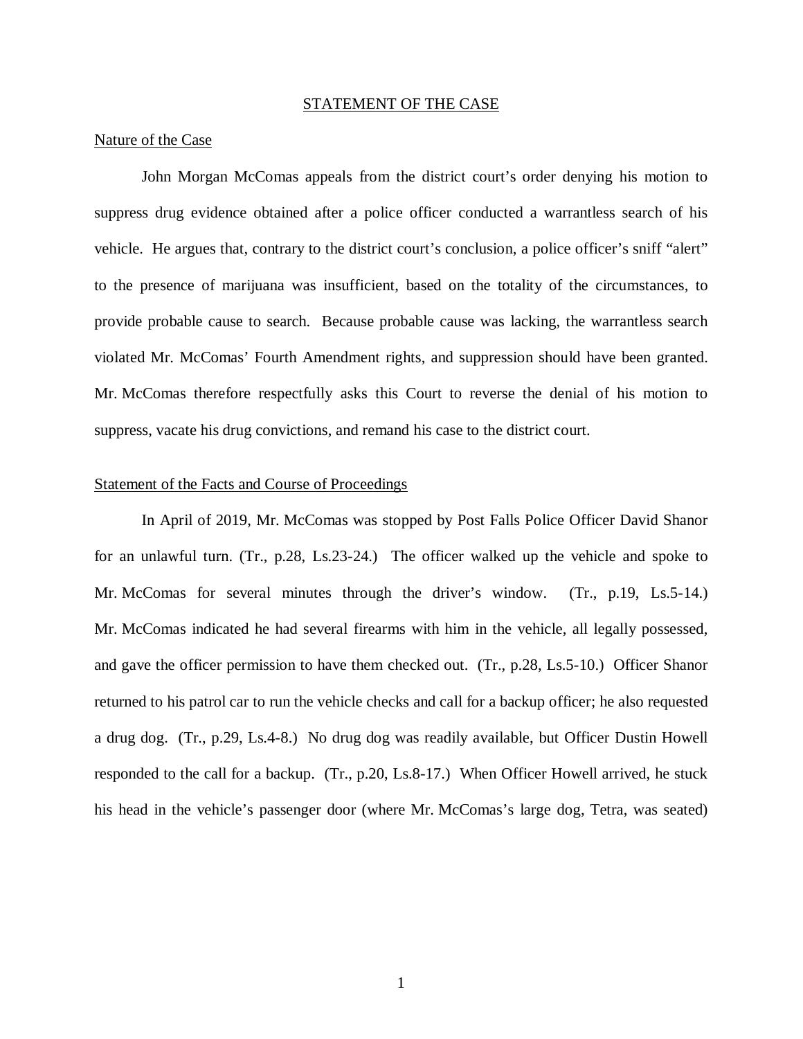## STATEMENT OF THE CASE

### Nature of the Case

John Morgan McComas appeals from the district court's order denying his motion to suppress drug evidence obtained after a police officer conducted a warrantless search of his vehicle. He argues that, contrary to the district court's conclusion, a police officer's sniff "alert" to the presence of marijuana was insufficient, based on the totality of the circumstances, to provide probable cause to search. Because probable cause was lacking, the warrantless search violated Mr. McComas' Fourth Amendment rights, and suppression should have been granted. Mr. McComas therefore respectfully asks this Court to reverse the denial of his motion to suppress, vacate his drug convictions, and remand his case to the district court.

### Statement of the Facts and Course of Proceedings

In April of 2019, Mr. McComas was stopped by Post Falls Police Officer David Shanor for an unlawful turn. (Tr., p.28, Ls.23-24.) The officer walked up the vehicle and spoke to Mr. McComas for several minutes through the driver's window. (Tr., p.19, Ls.5-14.) Mr. McComas indicated he had several firearms with him in the vehicle, all legally possessed, and gave the officer permission to have them checked out. (Tr., p.28, Ls.5-10.) Officer Shanor returned to his patrol car to run the vehicle checks and call for a backup officer; he also requested a drug dog. (Tr., p.29, Ls.4-8.) No drug dog was readily available, but Officer Dustin Howell responded to the call for a backup. (Tr., p.20, Ls.8-17.) When Officer Howell arrived, he stuck his head in the vehicle's passenger door (where Mr. McComas's large dog, Tetra, was seated)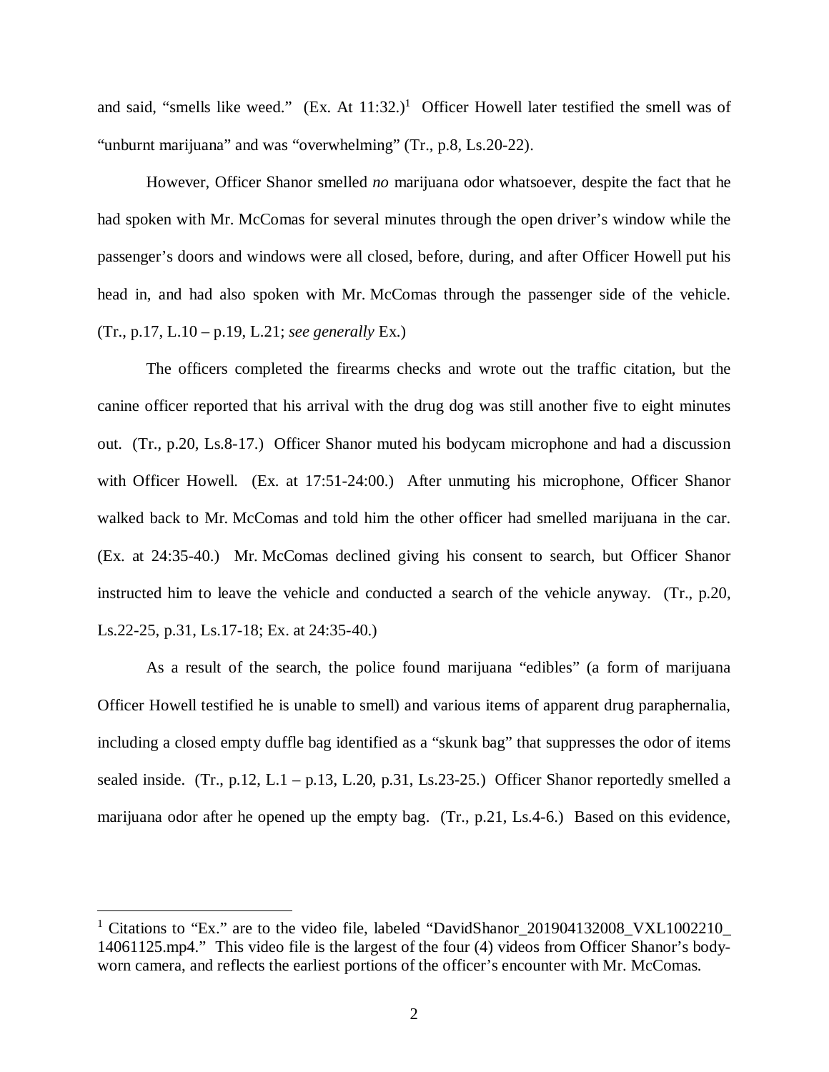and said, "smells like weed." (Ex. At 11:32.)[1] Officer Howell later testified the smell was of "unburnt marijuana" and was "overwhelming" (Tr., p.8, Ls.20-22).

However, Officer Shanor smelled *no* marijuana odor whatsoever, despite the fact that he had spoken with Mr. McComas for several minutes through the open driver's window while the passenger's doors and windows were all closed, before, during, and after Officer Howell put his head in, and had also spoken with Mr. McComas through the passenger side of the vehicle. (Tr., p.17, L.10 – p.19, L.21; *see generally* Ex.)

The officers completed the firearms checks and wrote out the traffic citation, but the canine officer reported that his arrival with the drug dog was still another five to eight minutes out. (Tr., p.20, Ls.8-17.) Officer Shanor muted his bodycam microphone and had a discussion with Officer Howell. (Ex. at 17:51-24:00.) After unmuting his microphone, Officer Shanor walked back to Mr. McComas and told him the other officer had smelled marijuana in the car. (Ex. at 24:35-40.) Mr. McComas declined giving his consent to search, but Officer Shanor instructed him to leave the vehicle and conducted a search of the vehicle anyway. (Tr., p.20, Ls.22-25, p.31, Ls.17-18; Ex. at 24:35-40.)

As a result of the search, the police found marijuana "edibles" (a form of marijuana Officer Howell testified he is unable to smell) and various items of apparent drug paraphernalia, including a closed empty duffle bag identified as a "skunk bag" that suppresses the odor of items sealed inside. (Tr., p.12, L.1 – p.13, L.20, p.31, Ls.23-25.) Officer Shanor reportedly smelled a marijuana odor after he opened up the empty bag. (Tr., p.21, Ls.4-6.) Based on this evidence,

---

[1] Citations to "Ex." are to the video file, labeled "DavidShanor_201904132008_VXL1002210_14061125.mp4." This video file is the largest of the four (4) videos from Officer Shanor's body-worn camera, and reflects the earliest portions of the officer's encounter with Mr. McComas.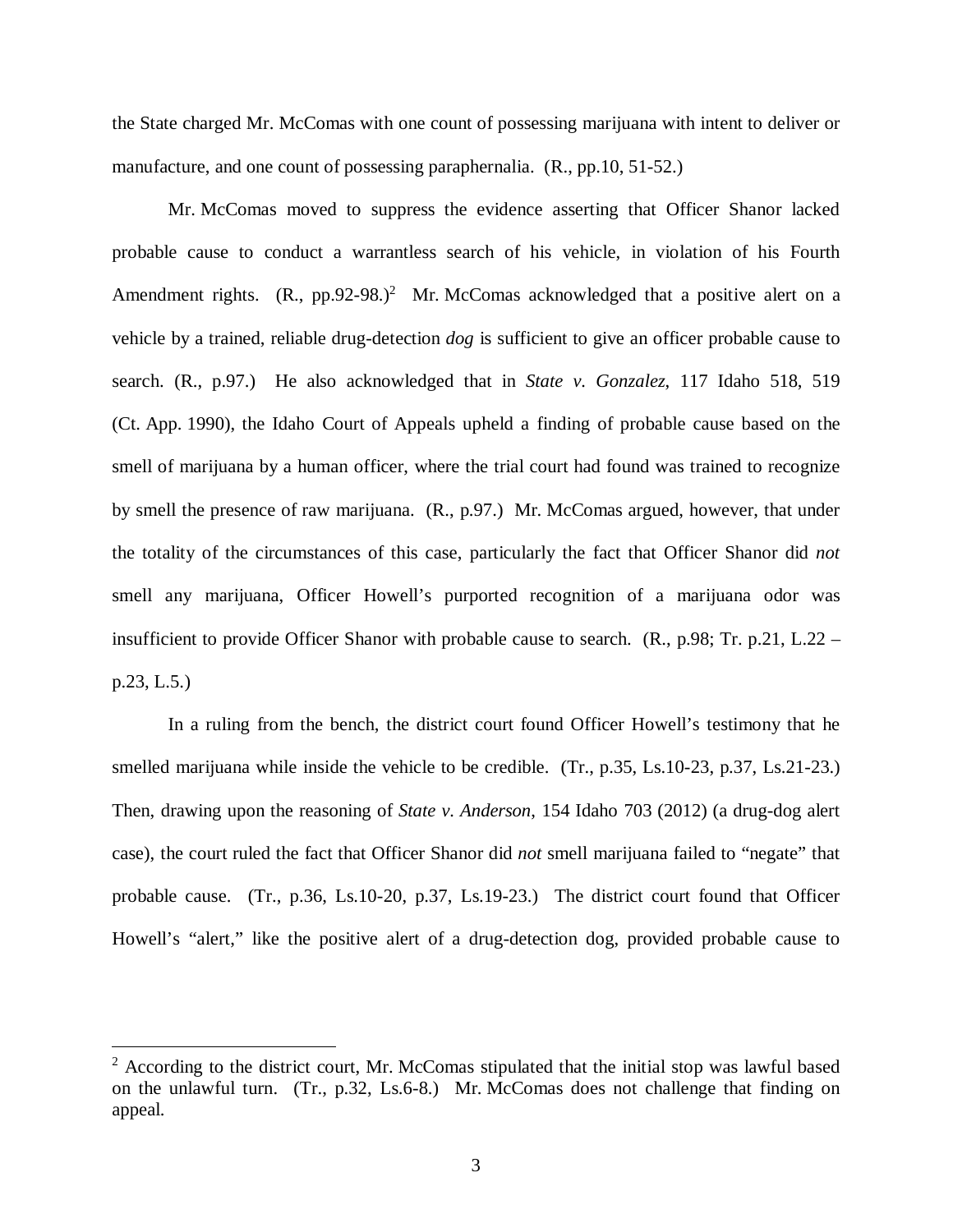the State charged Mr. McComas with one count of possessing marijuana with intent to deliver or manufacture, and one count of possessing paraphernalia. (R., pp.10, 51-52.)

Mr. McComas moved to suppress the evidence asserting that Officer Shanor lacked probable cause to conduct a warrantless search of his vehicle, in violation of his Fourth Amendment rights. (R., pp.92-98.)[2] Mr. McComas acknowledged that a positive alert on a vehicle by a trained, reliable drug-detection *dog* is sufficient to give an officer probable cause to search. (R., p.97.) He also acknowledged that in *State v. Gonzalez*, 117 Idaho 518, 519 (Ct. App. 1990), the Idaho Court of Appeals upheld a finding of probable cause based on the smell of marijuana by a human officer, where the trial court had found was trained to recognize by smell the presence of raw marijuana. (R., p.97.) Mr. McComas argued, however, that under the totality of the circumstances of this case, particularly the fact that Officer Shanor did *not* smell any marijuana, Officer Howell's purported recognition of a marijuana odor was insufficient to provide Officer Shanor with probable cause to search. (R., p.98; Tr. p.21, L.22 – p.23, L.5.)

In a ruling from the bench, the district court found Officer Howell's testimony that he smelled marijuana while inside the vehicle to be credible. (Tr., p.35, Ls.10-23, p.37, Ls.21-23.) Then, drawing upon the reasoning of *State v. Anderson*, 154 Idaho 703 (2012) (a drug-dog alert case), the court ruled the fact that Officer Shanor did *not* smell marijuana failed to "negate" that probable cause. (Tr., p.36, Ls.10-20, p.37, Ls.19-23.) The district court found that Officer Howell's "alert," like the positive alert of a drug-detection dog, provided probable cause to

---

[2] According to the district court, Mr. McComas stipulated that the initial stop was lawful based on the unlawful turn. (Tr., p.32, Ls.6-8.) Mr. McComas does not challenge that finding on appeal.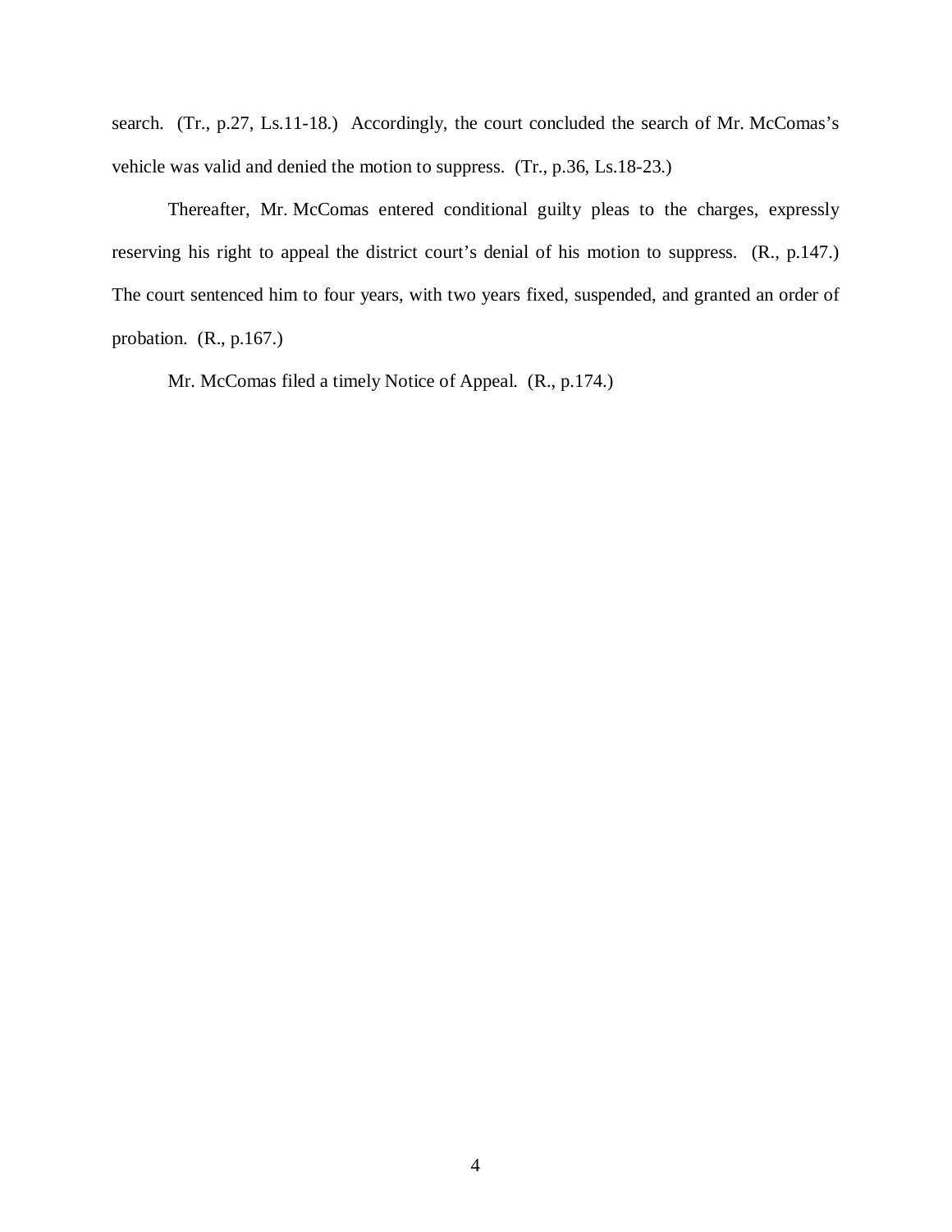search. (Tr., p.27, Ls.11-18.) Accordingly, the court concluded the search of Mr. McComas's vehicle was valid and denied the motion to suppress. (Tr., p.36, Ls.18-23.)

Thereafter, Mr. McComas entered conditional guilty pleas to the charges, expressly reserving his right to appeal the district court's denial of his motion to suppress. (R., p.147.) The court sentenced him to four years, with two years fixed, suspended, and granted an order of probation. (R., p.167.)

Mr. McComas filed a timely Notice of Appeal. (R., p.174.)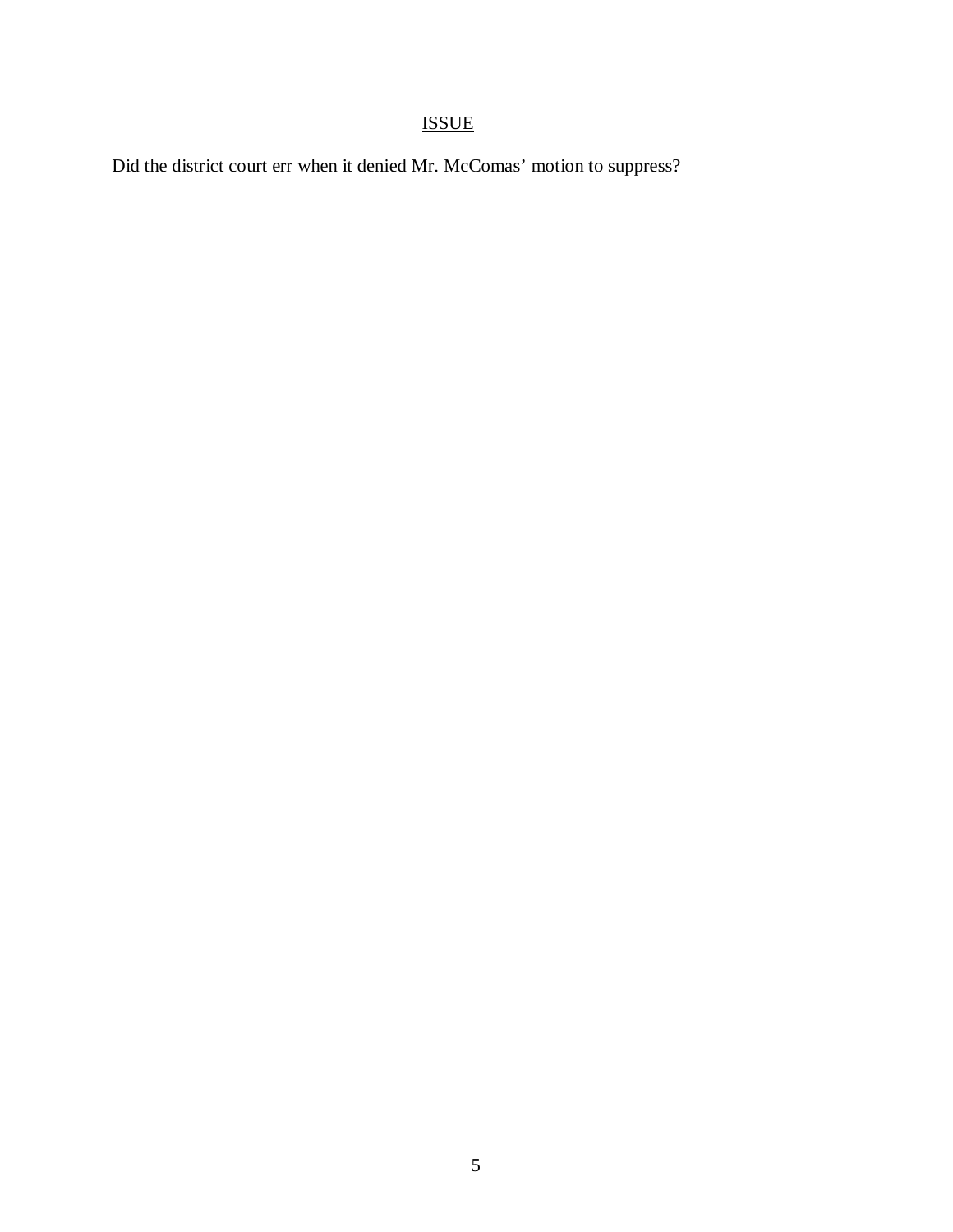## ISSUE

Did the district court err when it denied Mr. McComas' motion to suppress?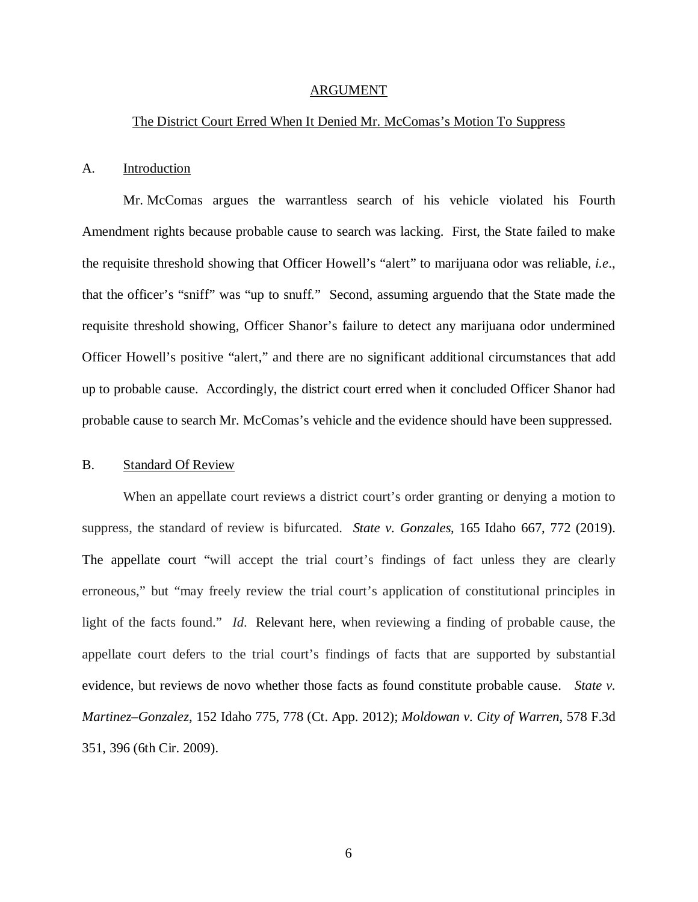## ARGUMENT

### The District Court Erred When It Denied Mr. McComas's Motion To Suppress

#### A. Introduction

Mr. McComas argues the warrantless search of his vehicle violated his Fourth Amendment rights because probable cause to search was lacking. First, the State failed to make the requisite threshold showing that Officer Howell's "alert" to marijuana odor was reliable, *i.e.*, that the officer's "sniff" was "up to snuff." Second, assuming arguendo that the State made the requisite threshold showing, Officer Shanor's failure to detect any marijuana odor undermined Officer Howell's positive "alert," and there are no significant additional circumstances that add up to probable cause. Accordingly, the district court erred when it concluded Officer Shanor had probable cause to search Mr. McComas's vehicle and the evidence should have been suppressed.

#### B. Standard Of Review

When an appellate court reviews a district court's order granting or denying a motion to suppress, the standard of review is bifurcated. *State v. Gonzales*, 165 Idaho 667, 772 (2019). The appellate court "will accept the trial court's findings of fact unless they are clearly erroneous," but "may freely review the trial court's application of constitutional principles in light of the facts found." *Id*. Relevant here, when reviewing a finding of probable cause, the appellate court defers to the trial court's findings of facts that are supported by substantial evidence, but reviews de novo whether those facts as found constitute probable cause. *State v. Martinez–Gonzalez*, 152 Idaho 775, 778 (Ct. App. 2012); *Moldowan v. City of Warren*, 578 F.3d 351, 396 (6th Cir. 2009).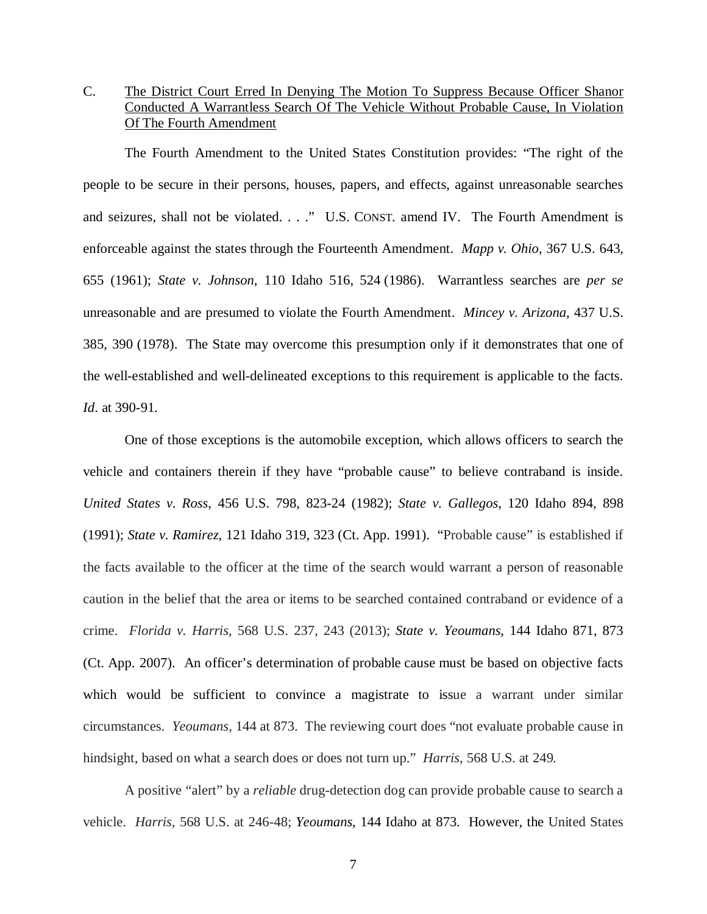C. <u>The District Court Erred In Denying The Motion To Suppress Because Officer Shanor Conducted A Warrantless Search Of The Vehicle Without Probable Cause, In Violation Of The Fourth Amendment</u>

The Fourth Amendment to the United States Constitution provides: "The right of the people to be secure in their persons, houses, papers, and effects, against unreasonable searches and seizures, shall not be violated. . . ." U.S. CONST. amend IV. The Fourth Amendment is enforceable against the states through the Fourteenth Amendment. *Mapp v. Ohio*, 367 U.S. 643, 655 (1961); *State v. Johnson*, 110 Idaho 516, 524 (1986). Warrantless searches are *per se* unreasonable and are presumed to violate the Fourth Amendment. *Mincey v. Arizona*, 437 U.S. 385, 390 (1978). The State may overcome this presumption only if it demonstrates that one of the well-established and well-delineated exceptions to this requirement is applicable to the facts. *Id*. at 390-91.

One of those exceptions is the automobile exception, which allows officers to search the vehicle and containers therein if they have "probable cause" to believe contraband is inside. *United States v. Ross*, 456 U.S. 798, 823-24 (1982); *State v. Gallegos*, 120 Idaho 894, 898 (1991); *State v. Ramirez*, 121 Idaho 319, 323 (Ct. App. 1991). "Probable cause" is established if the facts available to the officer at the time of the search would warrant a person of reasonable caution in the belief that the area or items to be searched contained contraband or evidence of a crime. *Florida v. Harris*, 568 U.S. 237, 243 (2013); *State v. Yeoumans*, 144 Idaho 871, 873 (Ct. App. 2007). An officer's determination of probable cause must be based on objective facts which would be sufficient to convince a magistrate to issue a warrant under similar circumstances. *Yeoumans*, 144 at 873. The reviewing court does "not evaluate probable cause in hindsight, based on what a search does or does not turn up." *Harris*, 568 U.S. at 249.

A positive "alert" by a *reliable* drug-detection dog can provide probable cause to search a vehicle. *Harris*, 568 U.S. at 246-48; *Yeoumans*, 144 Idaho at 873. However, the United States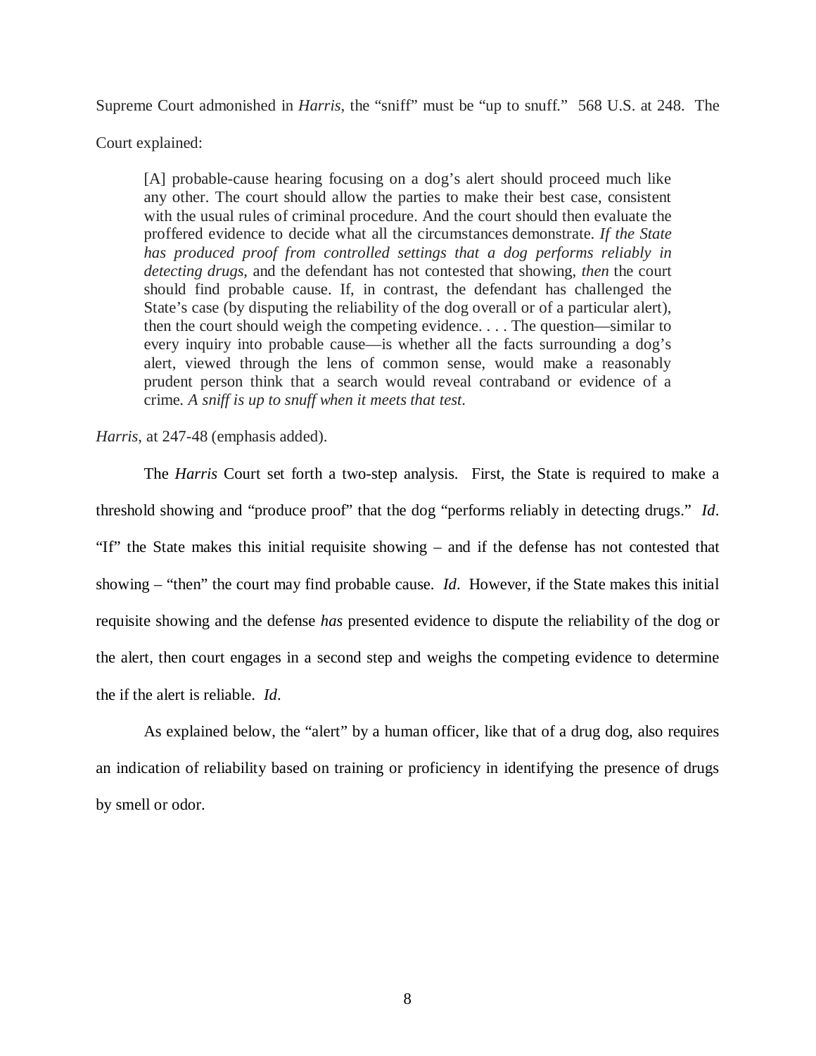Supreme Court admonished in *Harris*, the "sniff" must be "up to snuff." 568 U.S. at 248. The Court explained:

> [A] probable-cause hearing focusing on a dog's alert should proceed much like any other. The court should allow the parties to make their best case, consistent with the usual rules of criminal procedure. And the court should then evaluate the proffered evidence to decide what all the circumstances demonstrate. *If the State has produced proof from controlled settings that a dog performs reliably in detecting drugs*, and the defendant has not contested that showing, *then* the court should find probable cause. If, in contrast, the defendant has challenged the State's case (by disputing the reliability of the dog overall or of a particular alert), then the court should weigh the competing evidence. . . . The question—similar to every inquiry into probable cause—is whether all the facts surrounding a dog's alert, viewed through the lens of common sense, would make a reasonably prudent person think that a search would reveal contraband or evidence of a crime. *A sniff is up to snuff when it meets that test*.

*Harris*, at 247-48 (emphasis added).

The *Harris* Court set forth a two-step analysis. First, the State is required to make a threshold showing and "produce proof" that the dog "performs reliably in detecting drugs." *Id*. "If" the State makes this initial requisite showing – and if the defense has not contested that showing – "then" the court may find probable cause. *Id*. However, if the State makes this initial requisite showing and the defense *has* presented evidence to dispute the reliability of the dog or the alert, then court engages in a second step and weighs the competing evidence to determine the if the alert is reliable. *Id*.

As explained below, the "alert" by a human officer, like that of a drug dog, also requires an indication of reliability based on training or proficiency in identifying the presence of drugs by smell or odor.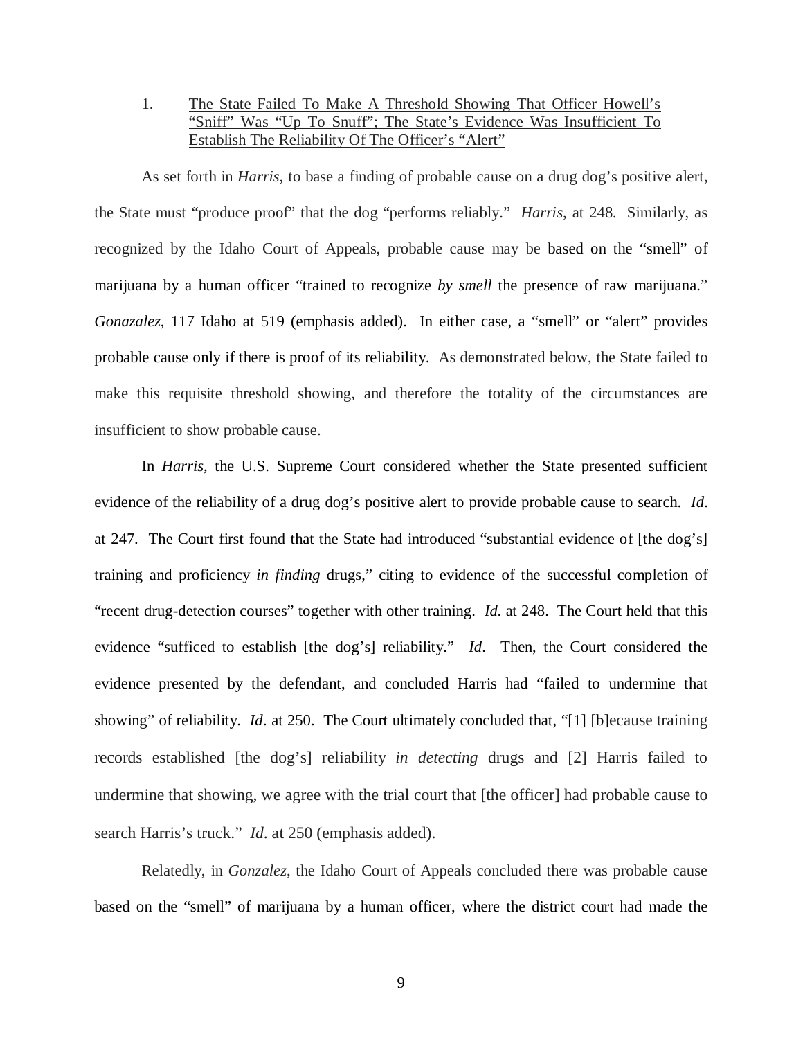1. <u>The State Failed To Make A Threshold Showing That Officer Howell's "Sniff" Was "Up To Snuff"; The State's Evidence Was Insufficient To Establish The Reliability Of The Officer's "Alert"</u>

As set forth in *Harris*, to base a finding of probable cause on a drug dog's positive alert, the State must "produce proof" that the dog "performs reliably." *Harris*, at 248. Similarly, as recognized by the Idaho Court of Appeals, probable cause may be based on the "smell" of marijuana by a human officer "trained to recognize *by smell* the presence of raw marijuana." *Gonazalez*, 117 Idaho at 519 (emphasis added). In either case, a "smell" or "alert" provides probable cause only if there is proof of its reliability. As demonstrated below, the State failed to make this requisite threshold showing, and therefore the totality of the circumstances are insufficient to show probable cause.

In *Harris*, the U.S. Supreme Court considered whether the State presented sufficient evidence of the reliability of a drug dog's positive alert to provide probable cause to search. *Id*. at 247. The Court first found that the State had introduced "substantial evidence of [the dog's] training and proficiency *in finding* drugs," citing to evidence of the successful completion of "recent drug-detection courses" together with other training. *Id.* at 248. The Court held that this evidence "sufficed to establish [the dog's] reliability." *Id*. Then, the Court considered the evidence presented by the defendant, and concluded Harris had "failed to undermine that showing" of reliability. *Id*. at 250. The Court ultimately concluded that, "[1] [b]ecause training records established [the dog's] reliability *in detecting* drugs and [2] Harris failed to undermine that showing, we agree with the trial court that [the officer] had probable cause to search Harris's truck." *Id*. at 250 (emphasis added).

Relatedly, in *Gonzalez*, the Idaho Court of Appeals concluded there was probable cause based on the "smell" of marijuana by a human officer, where the district court had made the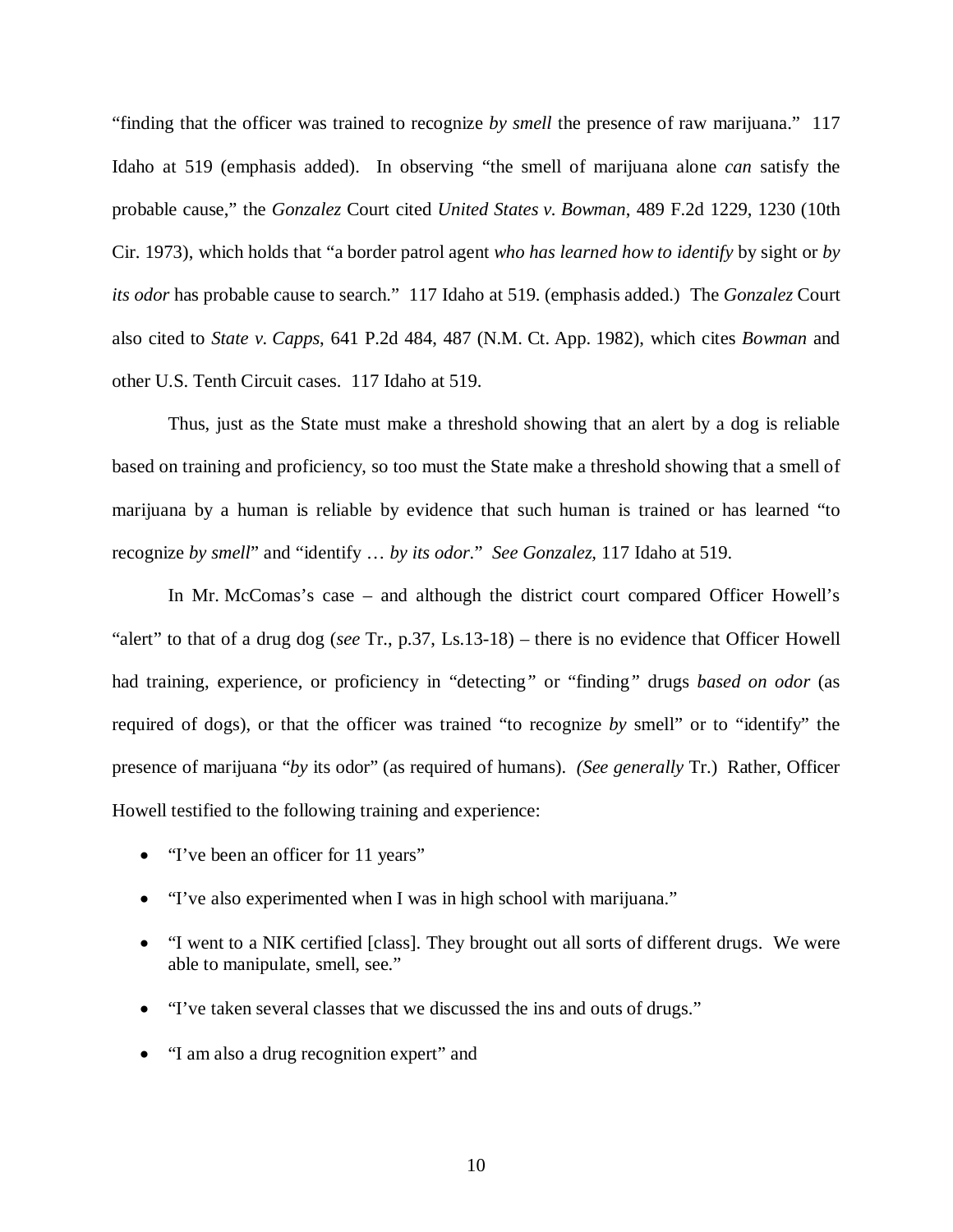"finding that the officer was trained to recognize *by smell* the presence of raw marijuana." 117 Idaho at 519 (emphasis added). In observing "the smell of marijuana alone *can* satisfy the probable cause," the *Gonzalez* Court cited *United States v. Bowman*, 489 F.2d 1229, 1230 (10th Cir. 1973), which holds that "a border patrol agent *who has learned how to identify* by sight or *by its odor* has probable cause to search." 117 Idaho at 519. (emphasis added.) The *Gonzalez* Court also cited to *State v. Capps*, 641 P.2d 484, 487 (N.M. Ct. App. 1982), which cites *Bowman* and other U.S. Tenth Circuit cases. 117 Idaho at 519.

Thus, just as the State must make a threshold showing that an alert by a dog is reliable based on training and proficiency, so too must the State make a threshold showing that a smell of marijuana by a human is reliable by evidence that such human is trained or has learned "to recognize *by smell*" and "identify … *by its odor*." *See Gonzalez*, 117 Idaho at 519.

In Mr. McComas's case – and although the district court compared Officer Howell's "alert" to that of a drug dog (*see* Tr., p.37, Ls.13-18) – there is no evidence that Officer Howell had training, experience, or proficiency in "detecting" or "finding" drugs *based on odor* (as required of dogs), or that the officer was trained "to recognize *by* smell" or to "identify" the presence of marijuana "*by* its odor" (as required of humans). *(See generally* Tr.) Rather, Officer Howell testified to the following training and experience:

- "I've been an officer for 11 years"
- "I've also experimented when I was in high school with marijuana."
- "I went to a NIK certified [class]. They brought out all sorts of different drugs. We were able to manipulate, smell, see."
- "I've taken several classes that we discussed the ins and outs of drugs."
- "I am also a drug recognition expert" and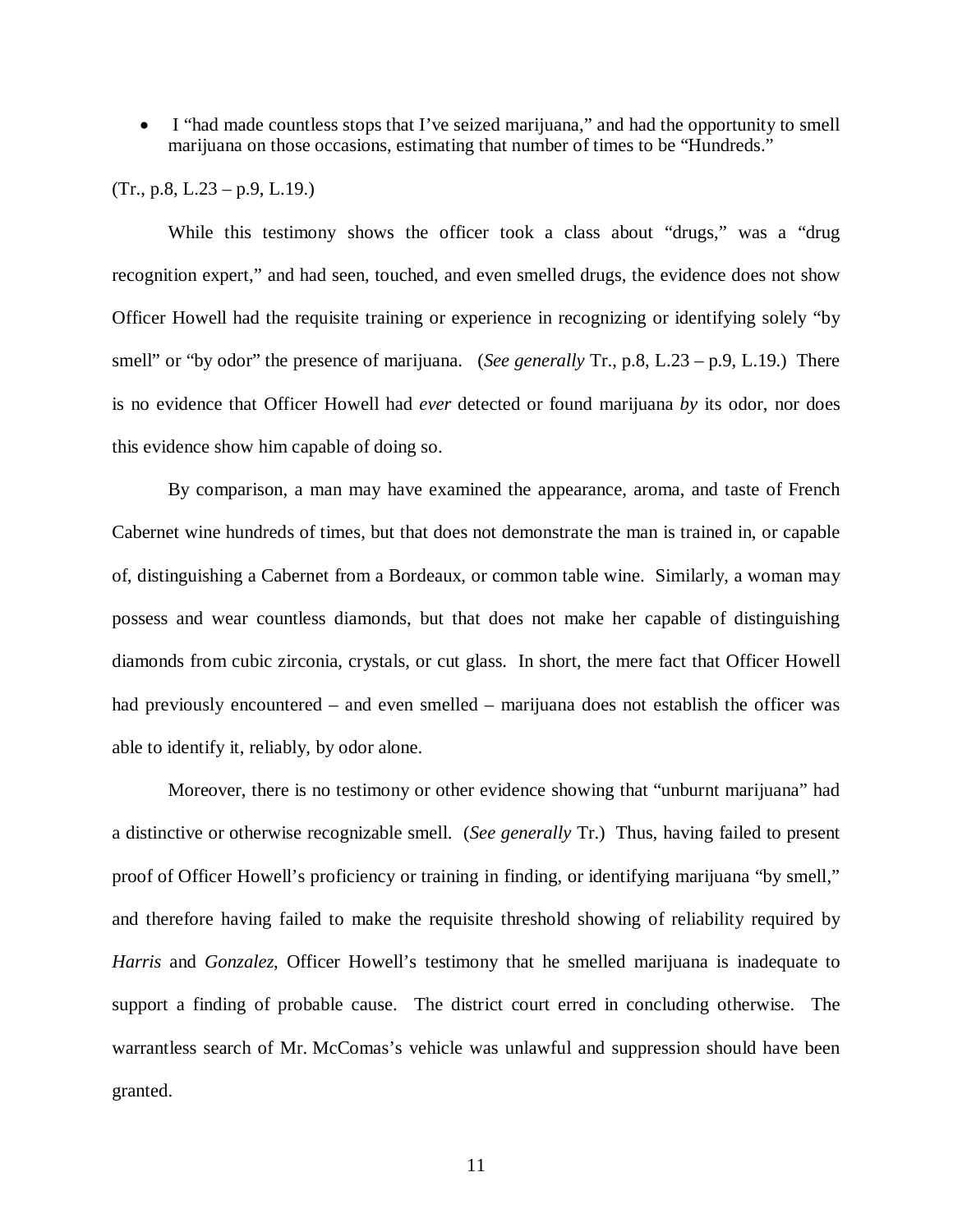- I "had made countless stops that I've seized marijuana," and had the opportunity to smell marijuana on those occasions, estimating that number of times to be "Hundreds."

(Tr., p.8, L.23 – p.9, L.19.)

While this testimony shows the officer took a class about "drugs," was a "drug recognition expert," and had seen, touched, and even smelled drugs, the evidence does not show Officer Howell had the requisite training or experience in recognizing or identifying solely "by smell" or "by odor" the presence of marijuana. (*See generally* Tr., p.8, L.23 – p.9, L.19.) There is no evidence that Officer Howell had *ever* detected or found marijuana *by* its odor, nor does this evidence show him capable of doing so.

By comparison, a man may have examined the appearance, aroma, and taste of French Cabernet wine hundreds of times, but that does not demonstrate the man is trained in, or capable of, distinguishing a Cabernet from a Bordeaux, or common table wine. Similarly, a woman may possess and wear countless diamonds, but that does not make her capable of distinguishing diamonds from cubic zirconia, crystals, or cut glass. In short, the mere fact that Officer Howell had previously encountered – and even smelled – marijuana does not establish the officer was able to identify it, reliably, by odor alone.

Moreover, there is no testimony or other evidence showing that "unburnt marijuana" had a distinctive or otherwise recognizable smell. (*See generally* Tr.) Thus, having failed to present proof of Officer Howell's proficiency or training in finding, or identifying marijuana "by smell," and therefore having failed to make the requisite threshold showing of reliability required by *Harris* and *Gonzalez*, Officer Howell's testimony that he smelled marijuana is inadequate to support a finding of probable cause. The district court erred in concluding otherwise. The warrantless search of Mr. McComas's vehicle was unlawful and suppression should have been granted.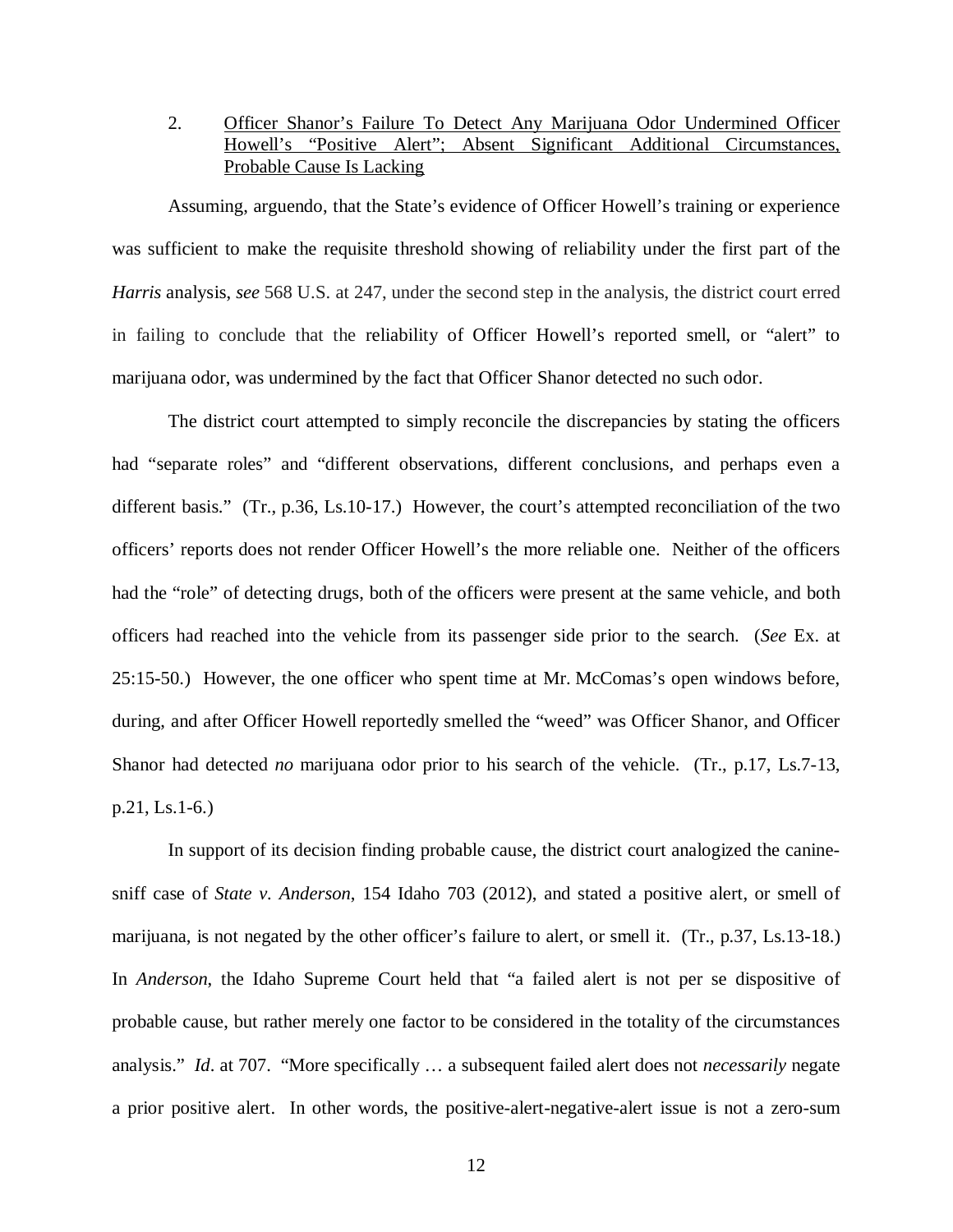2. Officer Shanor's Failure To Detect Any Marijuana Odor Undermined Officer Howell's "Positive Alert"; Absent Significant Additional Circumstances, Probable Cause Is Lacking

Assuming, arguendo, that the State's evidence of Officer Howell's training or experience was sufficient to make the requisite threshold showing of reliability under the first part of the *Harris* analysis, *see* 568 U.S. at 247, under the second step in the analysis, the district court erred in failing to conclude that the reliability of Officer Howell's reported smell, or "alert" to marijuana odor, was undermined by the fact that Officer Shanor detected no such odor.

The district court attempted to simply reconcile the discrepancies by stating the officers had "separate roles" and "different observations, different conclusions, and perhaps even a different basis." (Tr., p.36, Ls.10-17.) However, the court's attempted reconciliation of the two officers' reports does not render Officer Howell's the more reliable one. Neither of the officers had the "role" of detecting drugs, both of the officers were present at the same vehicle, and both officers had reached into the vehicle from its passenger side prior to the search. (*See* Ex. at 25:15-50.) However, the one officer who spent time at Mr. McComas's open windows before, during, and after Officer Howell reportedly smelled the "weed" was Officer Shanor, and Officer Shanor had detected *no* marijuana odor prior to his search of the vehicle. (Tr., p.17, Ls.7-13, p.21, Ls.1-6.)

In support of its decision finding probable cause, the district court analogized the canine-sniff case of *State v. Anderson*, 154 Idaho 703 (2012), and stated a positive alert, or smell of marijuana, is not negated by the other officer's failure to alert, or smell it. (Tr., p.37, Ls.13-18.) In *Anderson*, the Idaho Supreme Court held that "a failed alert is not per se dispositive of probable cause, but rather merely one factor to be considered in the totality of the circumstances analysis." *Id*. at 707. "More specifically … a subsequent failed alert does not *necessarily* negate a prior positive alert. In other words, the positive-alert-negative-alert issue is not a zero-sum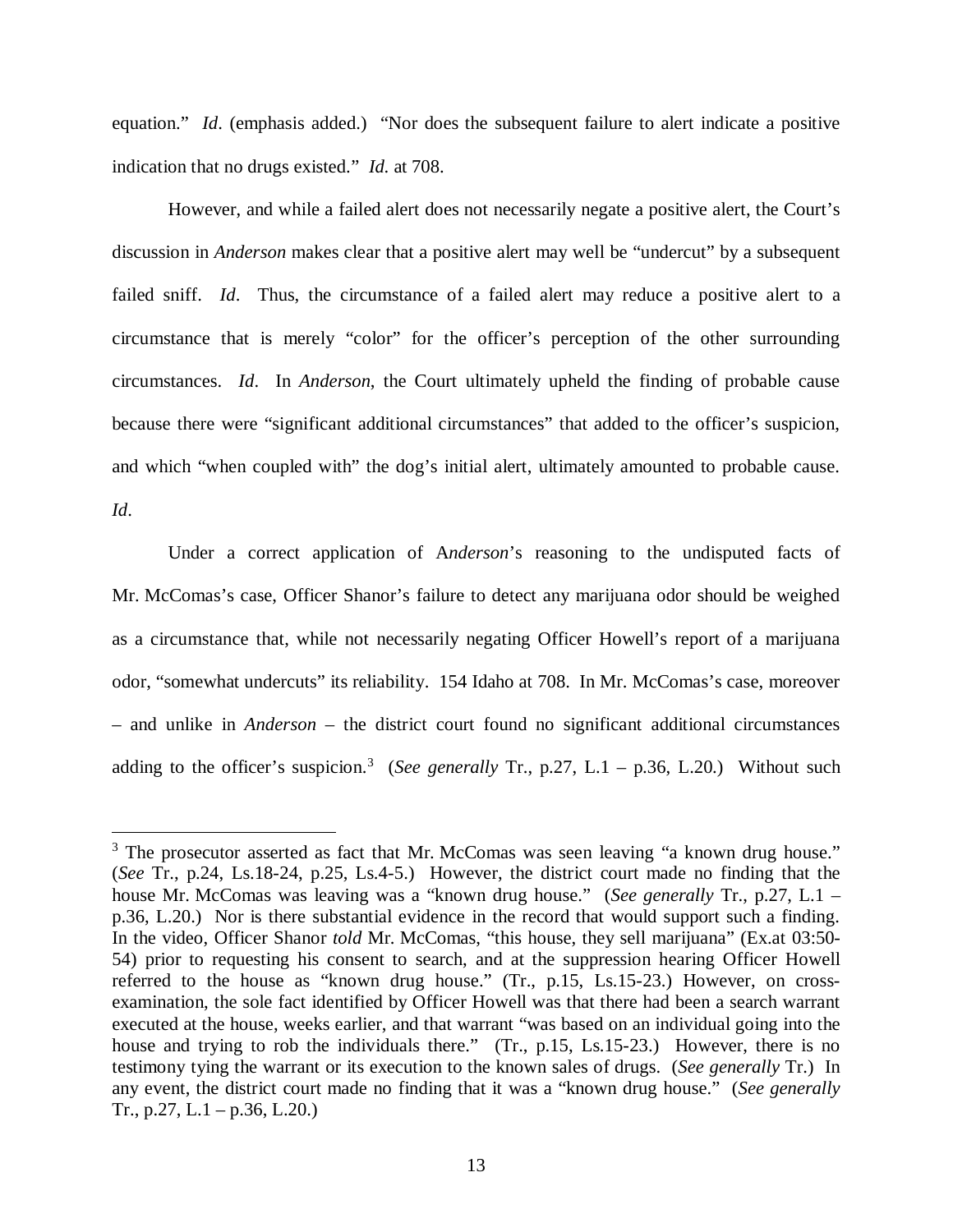equation." *Id*. (emphasis added.) "Nor does the subsequent failure to alert indicate a positive indication that no drugs existed." *Id.* at 708.

However, and while a failed alert does not necessarily negate a positive alert, the Court's discussion in *Anderson* makes clear that a positive alert may well be "undercut" by a subsequent failed sniff. *Id*. Thus, the circumstance of a failed alert may reduce a positive alert to a circumstance that is merely "color" for the officer's perception of the other surrounding circumstances. *Id*. In *Anderson*, the Court ultimately upheld the finding of probable cause because there were "significant additional circumstances" that added to the officer's suspicion, and which "when coupled with" the dog's initial alert, ultimately amounted to probable cause. *Id*.

Under a correct application of A*nderson*'s reasoning to the undisputed facts of Mr. McComas's case, Officer Shanor's failure to detect any marijuana odor should be weighed as a circumstance that, while not necessarily negating Officer Howell's report of a marijuana odor, "somewhat undercuts" its reliability. 154 Idaho at 708. In Mr. McComas's case, moreover – and unlike in *Anderson* – the district court found no significant additional circumstances adding to the officer's suspicion.[3] (*See generally* Tr., p.27, L.1 – p.36, L.20.) Without such

---

[3] The prosecutor asserted as fact that Mr. McComas was seen leaving "a known drug house." (*See* Tr., p.24, Ls.18-24, p.25, Ls.4-5.) However, the district court made no finding that the house Mr. McComas was leaving was a "known drug house." (*See generally* Tr., p.27, L.1 – p.36, L.20.) Nor is there substantial evidence in the record that would support such a finding. In the video, Officer Shanor *told* Mr. McComas, "this house, they sell marijuana" (Ex.at 03:50-54) prior to requesting his consent to search, and at the suppression hearing Officer Howell referred to the house as "known drug house." (Tr., p.15, Ls.15-23.) However, on cross-examination, the sole fact identified by Officer Howell was that there had been a search warrant executed at the house, weeks earlier, and that warrant "was based on an individual going into the house and trying to rob the individuals there." (Tr., p.15, Ls.15-23.) However, there is no testimony tying the warrant or its execution to the known sales of drugs. (*See generally* Tr.) In any event, the district court made no finding that it was a "known drug house." (*See generally* Tr., p.27, L.1 – p.36, L.20.)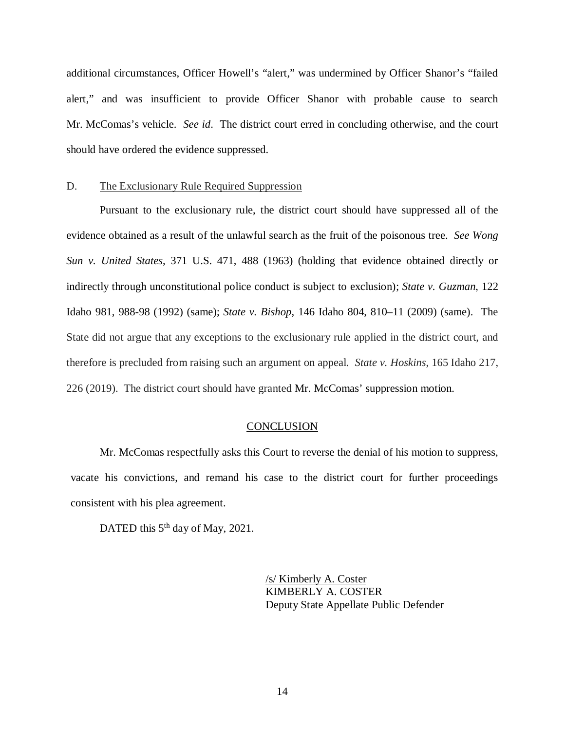additional circumstances, Officer Howell's "alert," was undermined by Officer Shanor's "failed alert," and was insufficient to provide Officer Shanor with probable cause to search Mr. McComas's vehicle. *See id*. The district court erred in concluding otherwise, and the court should have ordered the evidence suppressed.

D. The Exclusionary Rule Required Suppression

Pursuant to the exclusionary rule, the district court should have suppressed all of the evidence obtained as a result of the unlawful search as the fruit of the poisonous tree. *See Wong Sun v. United States*, 371 U.S. 471, 488 (1963) (holding that evidence obtained directly or indirectly through unconstitutional police conduct is subject to exclusion); *State v. Guzman*, 122 Idaho 981, 988-98 (1992) (same); *State v. Bishop*, 146 Idaho 804, 810–11 (2009) (same). The State did not argue that any exceptions to the exclusionary rule applied in the district court, and therefore is precluded from raising such an argument on appeal. *State v. Hoskins*, 165 Idaho 217, 226 (2019). The district court should have granted Mr. McComas' suppression motion.

## CONCLUSION

Mr. McComas respectfully asks this Court to reverse the denial of his motion to suppress, vacate his convictions, and remand his case to the district court for further proceedings consistent with his plea agreement.

DATED this 5th day of May, 2021.

/s/ Kimberly A. Coster
KIMBERLY A. COSTER
Deputy State Appellate Public Defender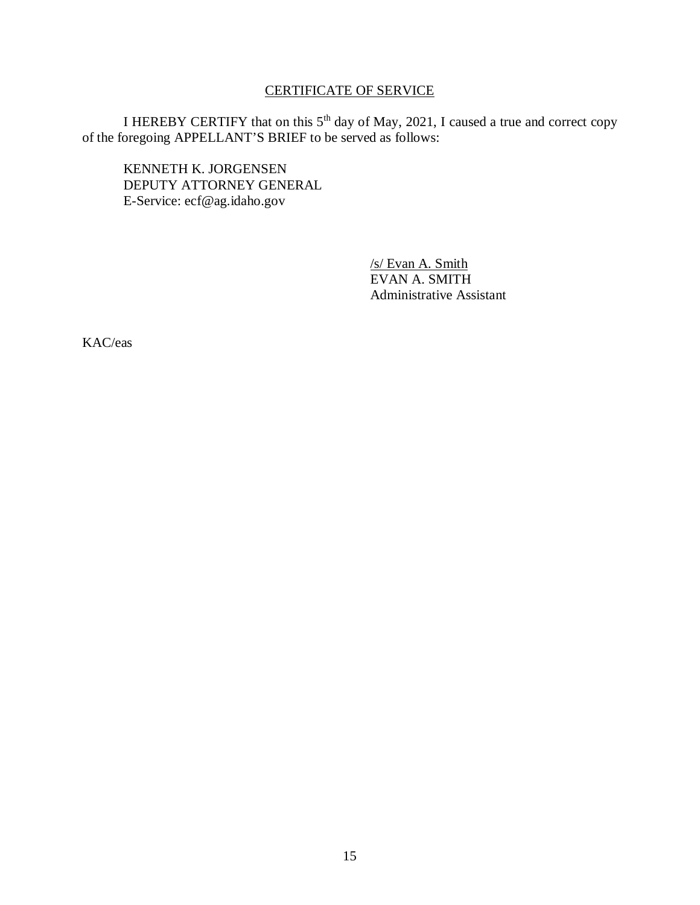## CERTIFICATE OF SERVICE

I HEREBY CERTIFY that on this 5th day of May, 2021, I caused a true and correct copy of the foregoing APPELLANT'S BRIEF to be served as follows:

KENNETH K. JORGENSEN
DEPUTY ATTORNEY GENERAL
E-Service: ecf@ag.idaho.gov

/s/ Evan A. Smith
EVAN A. SMITH
Administrative Assistant

KAC/eas